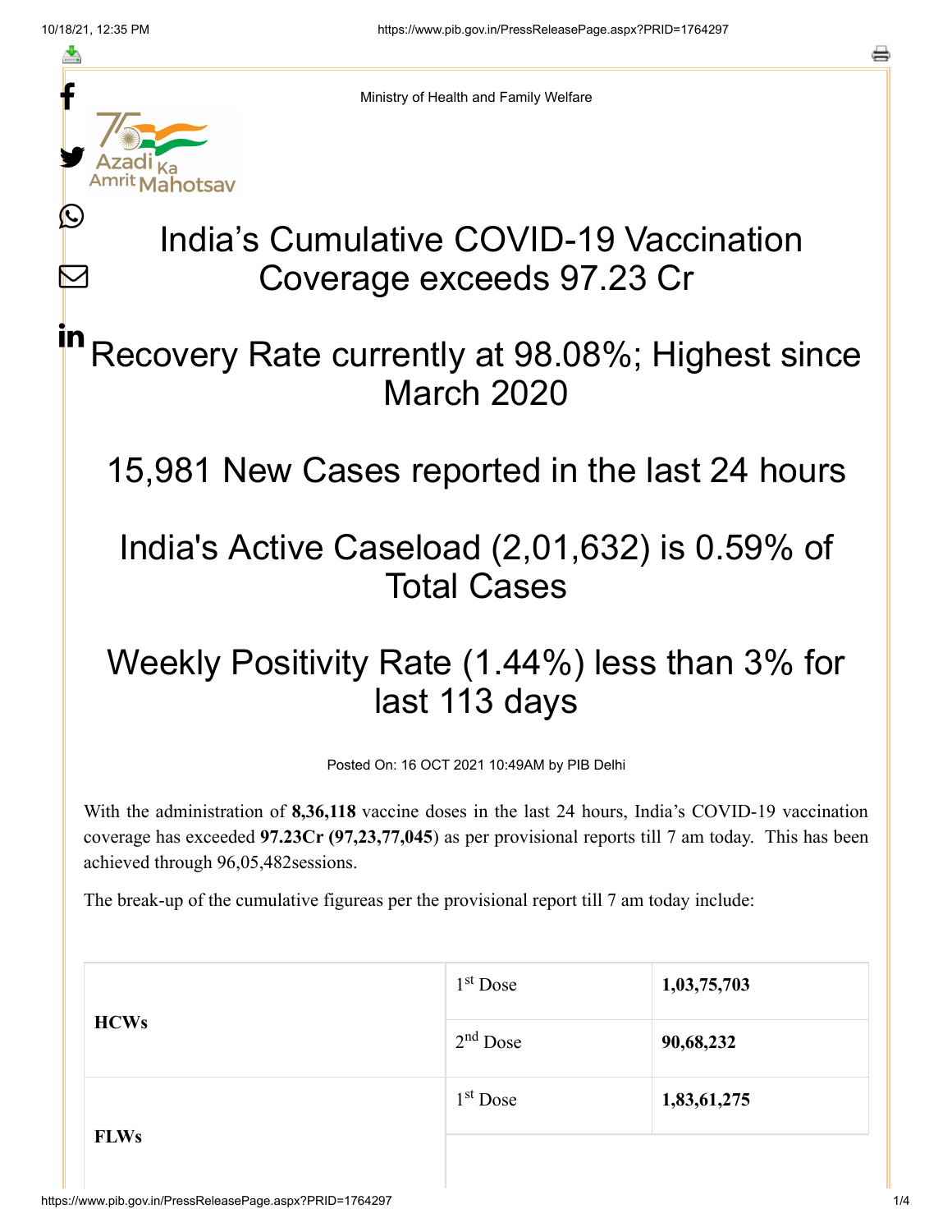Ministry of Health and Family Welfare

# India's Cumulative COVID-19 Vaccination Coverage exceeds 97.23 Cr

## Recovery Rate currently at 98.08%; Highest since March 2020

## 15,981 New Cases reported in the last 24 hours

## India's Active Caseload (2,01,632) is 0.59% of Total Cases

## Weekly Positivity Rate (1.44%) less than 3% for last 113 days

Posted On: 16 OCT 2021 10:49AM by PIB Delhi

With the administration of **8,36,118** vaccine doses in the last 24 hours, India's COVID-19 vaccination coverage has exceeded **97.23Cr (97,23,77,045**) as per provisional reports till 7 am today. This has been achieved through 96,05,482sessions.

The break-up of the cumulative figureas per the provisional report till 7 am today include:

| | | |
|---|---|---|
| **HCWs** | 1st Dose | **1,03,75,703** |
| | 2nd Dose | **90,68,232** |
| **FLWs** | 1st Dose | **1,83,61,275** |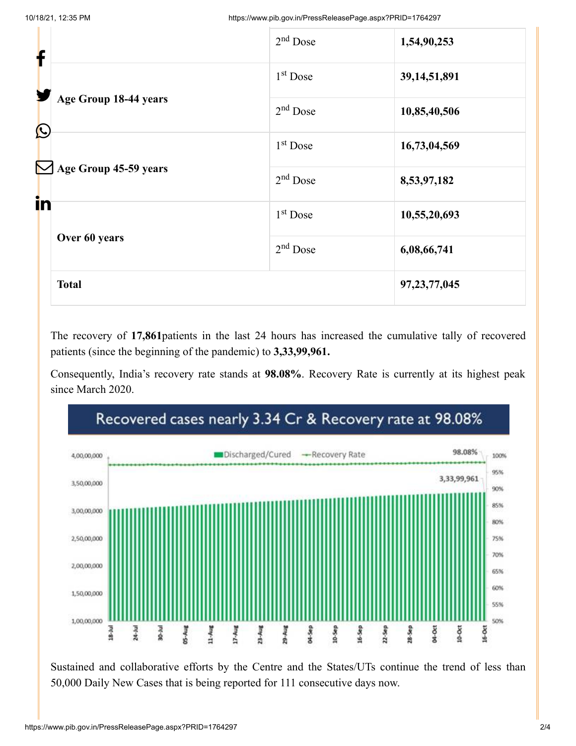| | | |
|---|---|---|
| | 2nd Dose | **1,54,90,253** |
| **Age Group 18-44 years** | 1st Dose | **39,14,51,891** |
| | 2nd Dose | **10,85,40,506** |
| **Age Group 45-59 years** | 1st Dose | **16,73,04,569** |
| | 2nd Dose | **8,53,97,182** |
| **Over 60 years** | 1st Dose | **10,55,20,693** |
| | 2nd Dose | **6,08,66,741** |
| **Total** | | **97,23,77,045** |

The recovery of **17,861**patients in the last 24 hours has increased the cumulative tally of recovered patients (since the beginning of the pandemic) to **3,33,99,961.**

Consequently, India's recovery rate stands at **98.08%**. Recovery Rate is currently at its highest peak since March 2020.

Recovered cases nearly 3.34 Cr & Recovery rate at 98.08%

Sustained and collaborative efforts by the Centre and the States/UTs continue the trend of less than 50,000 Daily New Cases that is being reported for 111 consecutive days now.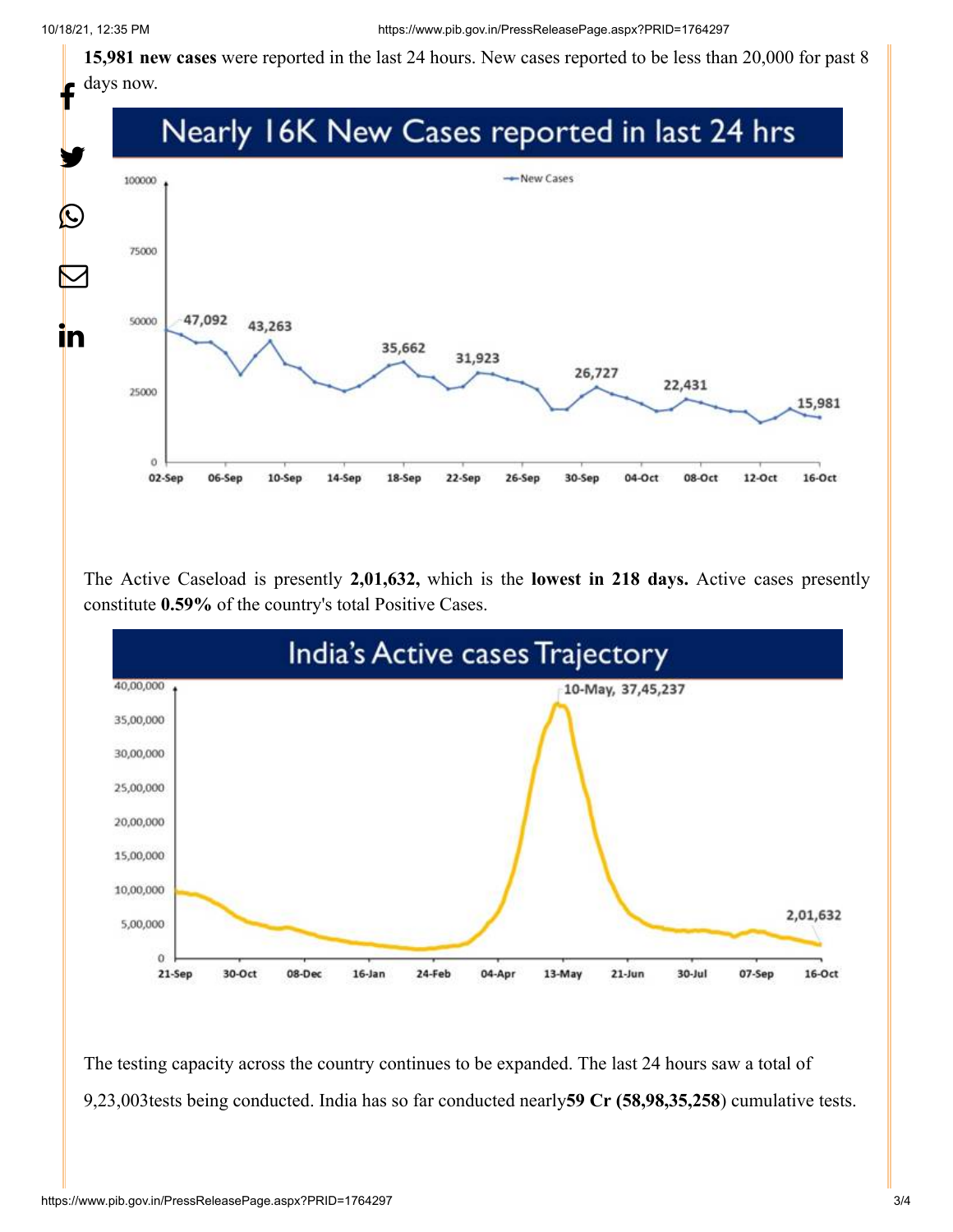**15,981 new cases** were reported in the last 24 hours. New cases reported to be less than 20,000 for past 8 days now.

The Active Caseload is presently **2,01,632,** which is the **lowest in 218 days.** Active cases presently constitute **0.59%** of the country's total Positive Cases.

The testing capacity across the country continues to be expanded. The last 24 hours saw a total of 9,23,003tests being conducted. India has so far conducted nearly**59 Cr (58,98,35,258**) cumulative tests.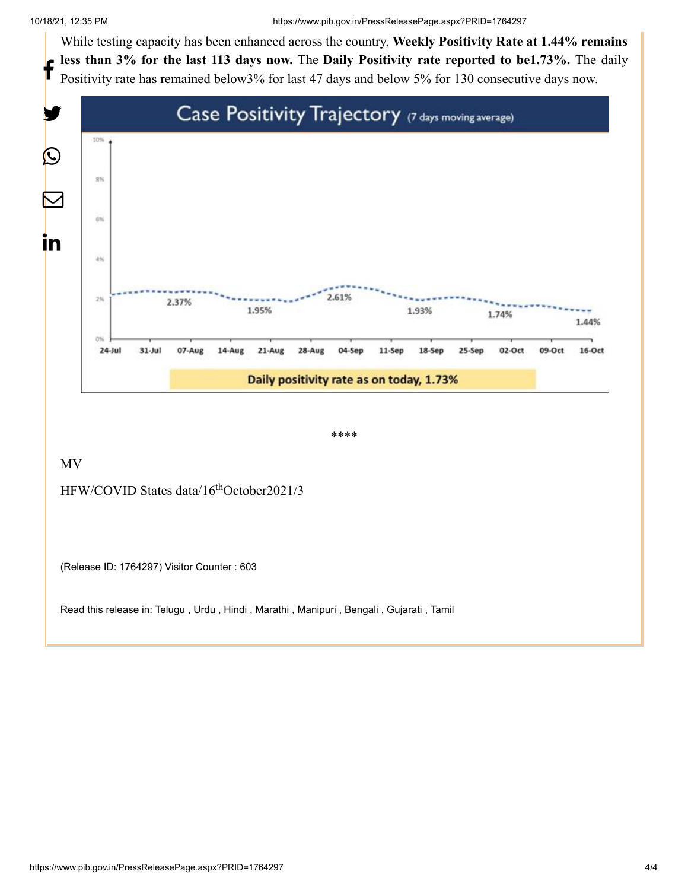While testing capacity has been enhanced across the country, **Weekly Positivity Rate at 1.44% remains less than 3% for the last 113 days now.** The **Daily Positivity rate reported to be1.73%.** The daily Positivity rate has remained below3% for last 47 days and below 5% for 130 consecutive days now.

Case Positivity Trajectory (7 days moving average)

10%
8%
6%
4%
2%
0%

2.37%
1.95%
2.61%
1.93%
1.74%
1.44%

24-Jul 31-Jul 07-Aug 14-Aug 21-Aug 28-Aug 04-Sep 11-Sep 18-Sep 25-Sep 02-Oct 09-Oct 16-Oct

Daily positivity rate as on today, 1.73%

****

MV

HFW/COVID States data/16thOctober2021/3

(Release ID: 1764297) Visitor Counter : 603

Read this release in: Telugu , Urdu , Hindi , Marathi , Manipuri , Bengali , Gujarati , Tamil